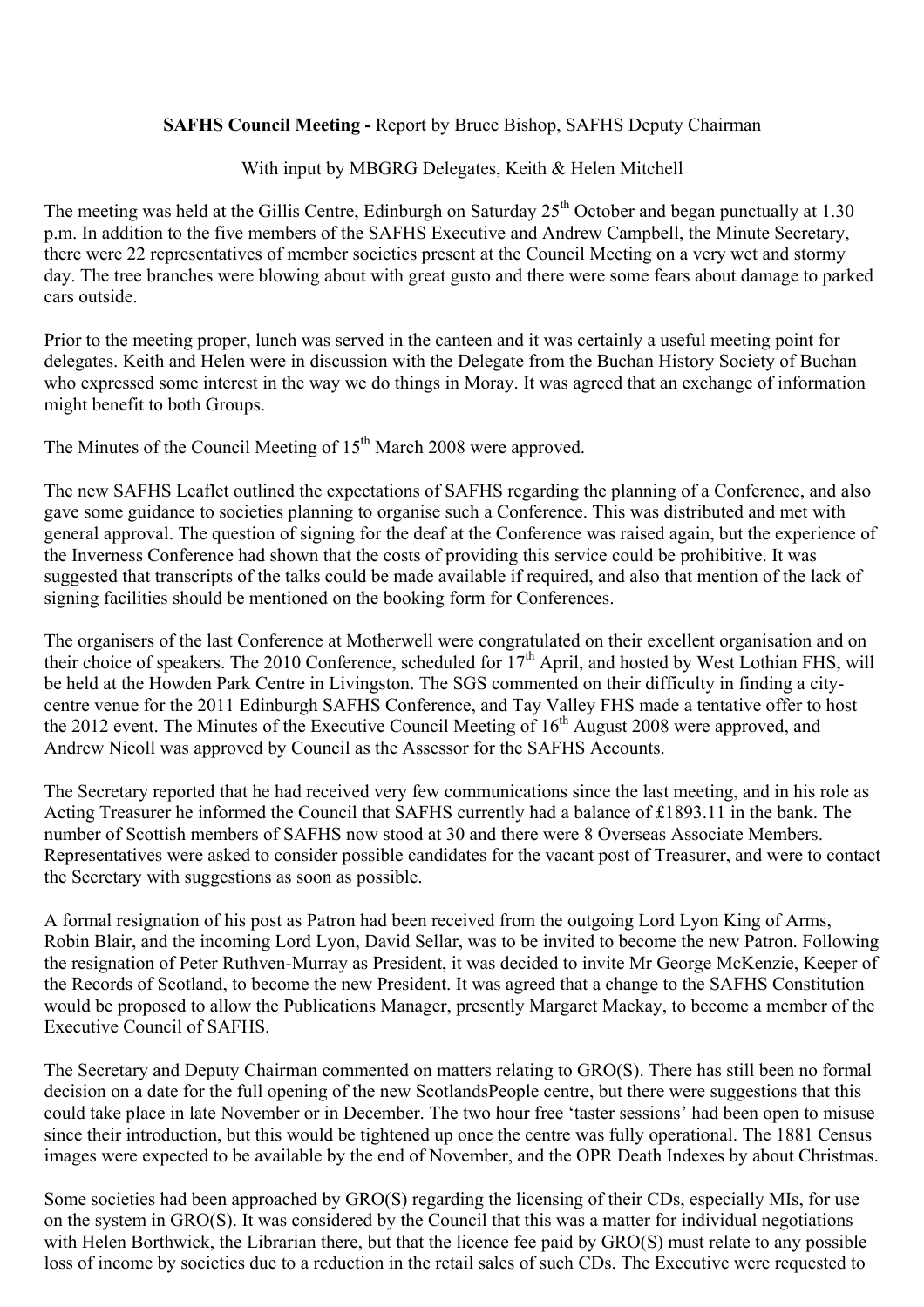**SAFHS Council Meeting -** Report by Bruce Bishop, SAFHS Deputy Chairman

With input by MBGRG Delegates, Keith & Helen Mitchell

The meeting was held at the Gillis Centre, Edinburgh on Saturday 25th October and began punctually at 1.30 p.m. In addition to the five members of the SAFHS Executive and Andrew Campbell, the Minute Secretary, there were 22 representatives of member societies present at the Council Meeting on a very wet and stormy day. The tree branches were blowing about with great gusto and there were some fears about damage to parked cars outside.

Prior to the meeting proper, lunch was served in the canteen and it was certainly a useful meeting point for delegates. Keith and Helen were in discussion with the Delegate from the Buchan History Society of Buchan who expressed some interest in the way we do things in Moray. It was agreed that an exchange of information might benefit to both Groups.

The Minutes of the Council Meeting of 15th March 2008 were approved.

The new SAFHS Leaflet outlined the expectations of SAFHS regarding the planning of a Conference, and also gave some guidance to societies planning to organise such a Conference. This was distributed and met with general approval. The question of signing for the deaf at the Conference was raised again, but the experience of the Inverness Conference had shown that the costs of providing this service could be prohibitive. It was suggested that transcripts of the talks could be made available if required, and also that mention of the lack of signing facilities should be mentioned on the booking form for Conferences.

The organisers of the last Conference at Motherwell were congratulated on their excellent organisation and on their choice of speakers. The 2010 Conference, scheduled for 17th April, and hosted by West Lothian FHS, will be held at the Howden Park Centre in Livingston. The SGS commented on their difficulty in finding a city-centre venue for the 2011 Edinburgh SAFHS Conference, and Tay Valley FHS made a tentative offer to host the 2012 event. The Minutes of the Executive Council Meeting of 16th August 2008 were approved, and Andrew Nicoll was approved by Council as the Assessor for the SAFHS Accounts.

The Secretary reported that he had received very few communications since the last meeting, and in his role as Acting Treasurer he informed the Council that SAFHS currently had a balance of £1893.11 in the bank. The number of Scottish members of SAFHS now stood at 30 and there were 8 Overseas Associate Members. Representatives were asked to consider possible candidates for the vacant post of Treasurer, and were to contact the Secretary with suggestions as soon as possible.

A formal resignation of his post as Patron had been received from the outgoing Lord Lyon King of Arms, Robin Blair, and the incoming Lord Lyon, David Sellar, was to be invited to become the new Patron. Following the resignation of Peter Ruthven-Murray as President, it was decided to invite Mr George McKenzie, Keeper of the Records of Scotland, to become the new President. It was agreed that a change to the SAFHS Constitution would be proposed to allow the Publications Manager, presently Margaret Mackay, to become a member of the Executive Council of SAFHS.

The Secretary and Deputy Chairman commented on matters relating to GRO(S). There has still been no formal decision on a date for the full opening of the new ScotlandsPeople centre, but there were suggestions that this could take place in late November or in December. The two hour free 'taster sessions' had been open to misuse since their introduction, but this would be tightened up once the centre was fully operational. The 1881 Census images were expected to be available by the end of November, and the OPR Death Indexes by about Christmas.

Some societies had been approached by GRO(S) regarding the licensing of their CDs, especially MIs, for use on the system in GRO(S). It was considered by the Council that this was a matter for individual negotiations with Helen Borthwick, the Librarian there, but that the licence fee paid by GRO(S) must relate to any possible loss of income by societies due to a reduction in the retail sales of such CDs. The Executive were requested to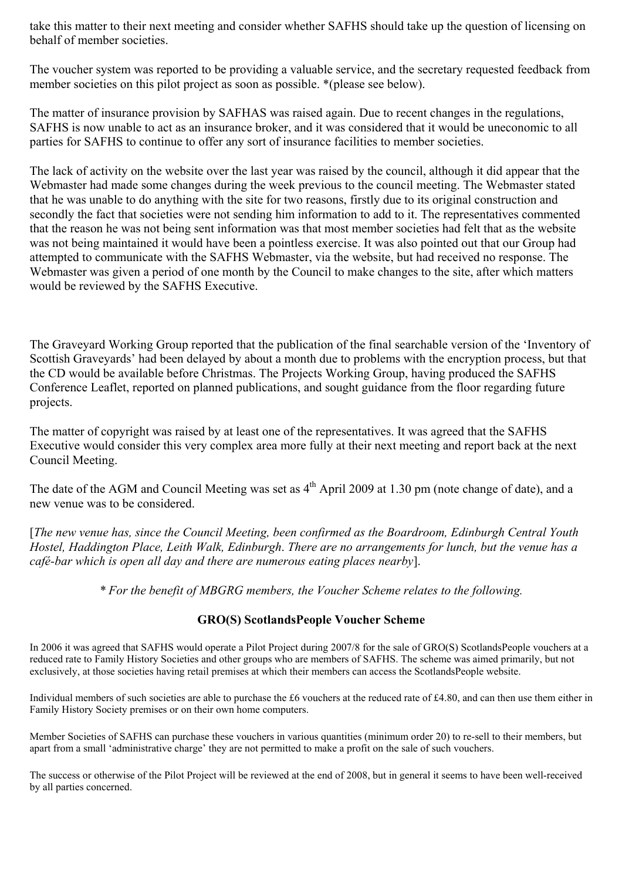take this matter to their next meeting and consider whether SAFHS should take up the question of licensing on behalf of member societies.

The voucher system was reported to be providing a valuable service, and the secretary requested feedback from member societies on this pilot project as soon as possible. *(please see below).

The matter of insurance provision by SAFHAS was raised again. Due to recent changes in the regulations, SAFHS is now unable to act as an insurance broker, and it was considered that it would be uneconomic to all parties for SAFHS to continue to offer any sort of insurance facilities to member societies.

The lack of activity on the website over the last year was raised by the council, although it did appear that the Webmaster had made some changes during the week previous to the council meeting. The Webmaster stated that he was unable to do anything with the site for two reasons, firstly due to its original construction and secondly the fact that societies were not sending him information to add to it. The representatives commented that the reason he was not being sent information was that most member societies had felt that as the website was not being maintained it would have been a pointless exercise. It was also pointed out that our Group had attempted to communicate with the SAFHS Webmaster, via the website, but had received no response. The Webmaster was given a period of one month by the Council to make changes to the site, after which matters would be reviewed by the SAFHS Executive.

The Graveyard Working Group reported that the publication of the final searchable version of the 'Inventory of Scottish Graveyards' had been delayed by about a month due to problems with the encryption process, but that the CD would be available before Christmas. The Projects Working Group, having produced the SAFHS Conference Leaflet, reported on planned publications, and sought guidance from the floor regarding future projects.

The matter of copyright was raised by at least one of the representatives. It was agreed that the SAFHS Executive would consider this very complex area more fully at their next meeting and report back at the next Council Meeting.

The date of the AGM and Council Meeting was set as 4th April 2009 at 1.30 pm (note change of date), and a new venue was to be considered.

[*The new venue has, since the Council Meeting, been confirmed as the Boardroom, Edinburgh Central Youth Hostel, Haddington Place, Leith Walk, Edinburgh. There are no arrangements for lunch, but the venue has a café-bar which is open all day and there are numerous eating places nearby*].

*\* For the benefit of MBGRG members, the Voucher Scheme relates to the following.*

## GRO(S) ScotlandsPeople Voucher Scheme

In 2006 it was agreed that SAFHS would operate a Pilot Project during 2007/8 for the sale of GRO(S) ScotlandsPeople vouchers at a reduced rate to Family History Societies and other groups who are members of SAFHS. The scheme was aimed primarily, but not exclusively, at those societies having retail premises at which their members can access the ScotlandsPeople website.

Individual members of such societies are able to purchase the £6 vouchers at the reduced rate of £4.80, and can then use them either in Family History Society premises or on their own home computers.

Member Societies of SAFHS can purchase these vouchers in various quantities (minimum order 20) to re-sell to their members, but apart from a small 'administrative charge' they are not permitted to make a profit on the sale of such vouchers.

The success or otherwise of the Pilot Project will be reviewed at the end of 2008, but in general it seems to have been well-received by all parties concerned.